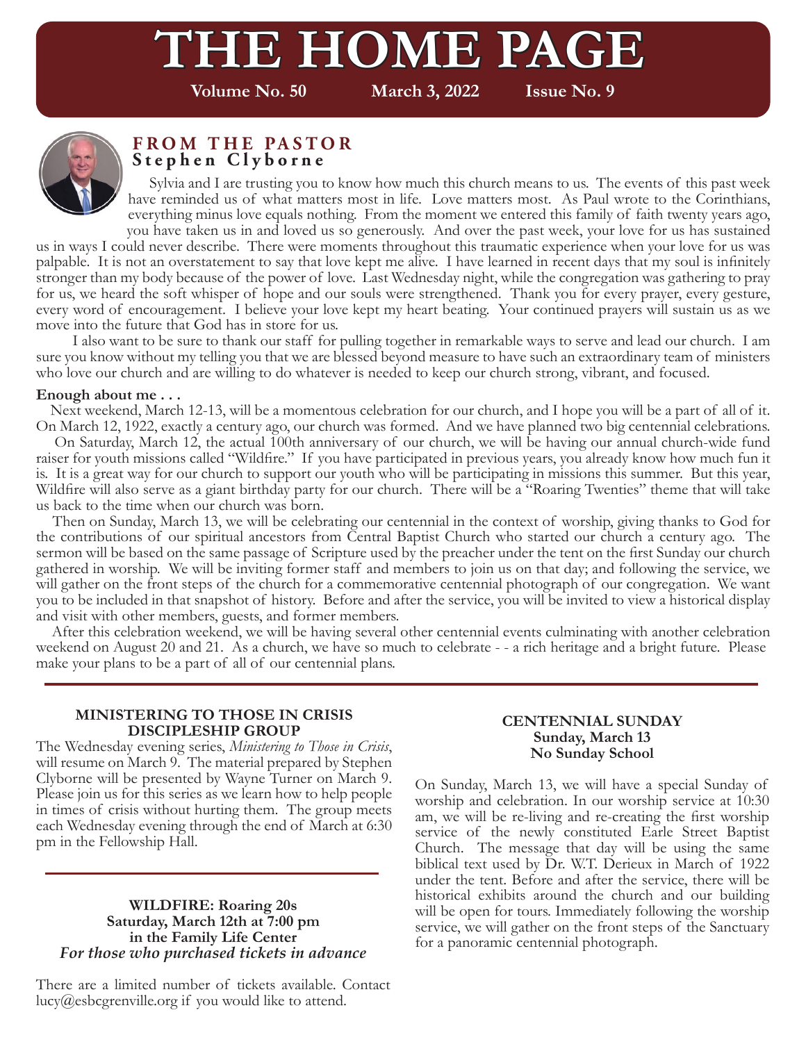# THE HOME PAGE

**Volume No. 50 March 3, 2022 Issue No. 9**

## FROM THE PASTOR
**Stephen Clyborne**

Sylvia and I are trusting you to know how much this church means to us. The events of this past week have reminded us of what matters most in life. Love matters most. As Paul wrote to the Corinthians, everything minus love equals nothing. From the moment we entered this family of faith twenty years ago, you have taken us in and loved us so generously. And over the past week, your love for us has sustained us in ways I could never describe. There were moments throughout this traumatic experience when your love for us was palpable. It is not an overstatement to say that love kept me alive. I have learned in recent days that my soul is infinitely stronger than my body because of the power of love. Last Wednesday night, while the congregation was gathering to pray for us, we heard the soft whisper of hope and our souls were strengthened. Thank you for every prayer, every gesture, every word of encouragement. I believe your love kept my heart beating. Your continued prayers will sustain us as we move into the future that God has in store for us.

I also want to be sure to thank our staff for pulling together in remarkable ways to serve and lead our church. I am sure you know without my telling you that we are blessed beyond measure to have such an extraordinary team of ministers who love our church and are willing to do whatever is needed to keep our church strong, vibrant, and focused.

**Enough about me . . .**

Next weekend, March 12-13, will be a momentous celebration for our church, and I hope you will be a part of all of it. On March 12, 1922, exactly a century ago, our church was formed. And we have planned two big centennial celebrations.

On Saturday, March 12, the actual 100th anniversary of our church, we will be having our annual church-wide fund raiser for youth missions called "Wildfire." If you have participated in previous years, you already know how much fun it is. It is a great way for our church to support our youth who will be participating in missions this summer. But this year, Wildfire will also serve as a giant birthday party for our church. There will be a "Roaring Twenties" theme that will take us back to the time when our church was born.

Then on Sunday, March 13, we will be celebrating our centennial in the context of worship, giving thanks to God for the contributions of our spiritual ancestors from Central Baptist Church who started our church a century ago. The sermon will be based on the same passage of Scripture used by the preacher under the tent on the first Sunday our church gathered in worship. We will be inviting former staff and members to join us on that day; and following the service, we will gather on the front steps of the church for a commemorative centennial photograph of our congregation. We want you to be included in that snapshot of history. Before and after the service, you will be invited to view a historical display and visit with other members, guests, and former members.

After this celebration weekend, we will be having several other centennial events culminating with another celebration weekend on August 20 and 21. As a church, we have so much to celebrate - - a rich heritage and a bright future. Please make your plans to be a part of all of our centennial plans.

---

### MINISTERING TO THOSE IN CRISIS DISCIPLESHIP GROUP

The Wednesday evening series, *Ministering to Those in Crisis*, will resume on March 9. The material prepared by Stephen Clyborne will be presented by Wayne Turner on March 9. Please join us for this series as we learn how to help people in times of crisis without hurting them. The group meets each Wednesday evening through the end of March at 6:30 pm in the Fellowship Hall.

---

### WILDFIRE: Roaring 20s
**Saturday, March 12th at 7:00 pm**
**in the Family Life Center**
***For those who purchased tickets in advance***

There are a limited number of tickets available. Contact lucy@esbcgrenville.org if you would like to attend.

### CENTENNIAL SUNDAY
**Sunday, March 13**
**No Sunday School**

On Sunday, March 13, we will have a special Sunday of worship and celebration. In our worship service at 10:30 am, we will be re-living and re-creating the first worship service of the newly constituted Earle Street Baptist Church. The message that day will be using the same biblical text used by Dr. W.T. Derieux in March of 1922 under the tent. Before and after the service, there will be historical exhibits around the church and our building will be open for tours. Immediately following the worship service, we will gather on the front steps of the Sanctuary for a panoramic centennial photograph.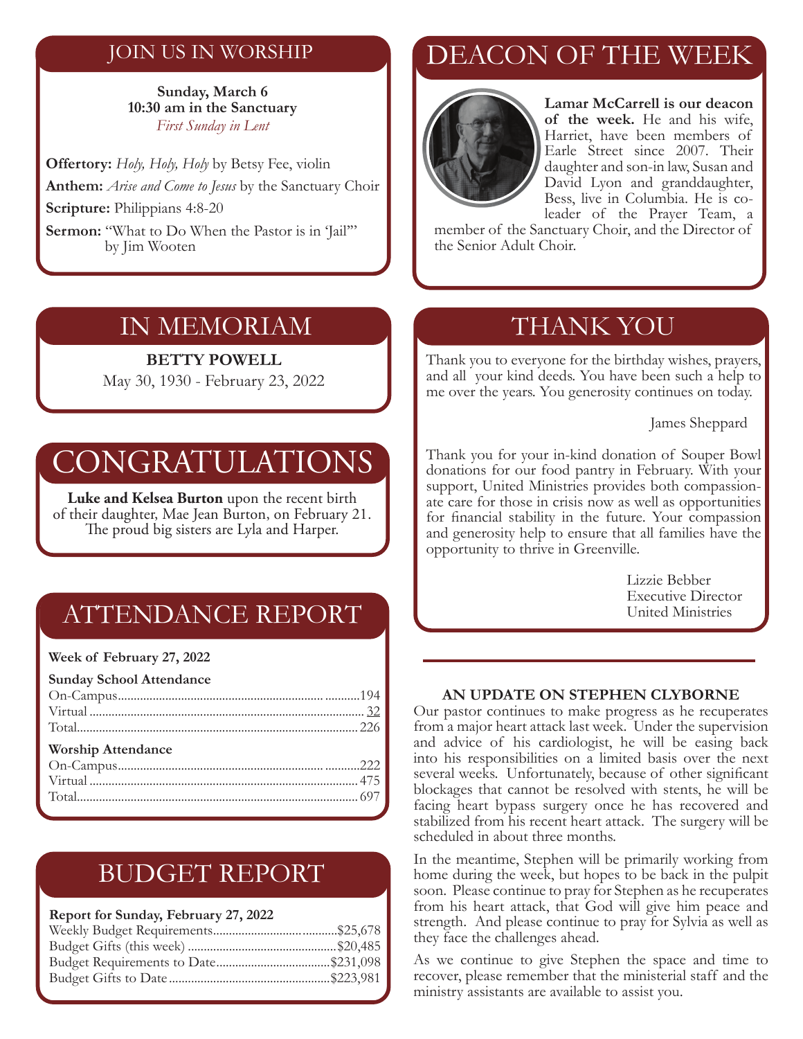## JOIN US IN WORSHIP

**Sunday, March 6**
**10:30 am in the Sanctuary**
*First Sunday in Lent*

**Offertory:** *Holy, Holy, Holy* by Betsy Fee, violin

**Anthem:** *Arise and Come to Jesus* by the Sanctuary Choir

**Scripture:** Philippians 4:8-20

**Sermon:** "What to Do When the Pastor is in 'Jail'" by Jim Wooten

## IN MEMORIAM

**BETTY POWELL**
May 30, 1930 - February 23, 2022

## CONGRATULATIONS

**Luke and Kelsea Burton** upon the recent birth of their daughter, Mae Jean Burton, on February 21. The proud big sisters are Lyla and Harper.

## ATTENDANCE REPORT

**Week of February 27, 2022**

**Sunday School Attendance**

| | |
|---|---|
| On-Campus | 194 |
| Virtual | 32 |
| Total | 226 |

**Worship Attendance**

| | |
|---|---|
| On-Campus | 222 |
| Virtual | 475 |
| Total | 697 |

## BUDGET REPORT

**Report for Sunday, February 27, 2022**

| | |
|---|---|
| Weekly Budget Requirements | $25,678 |
| Budget Gifts (this week) | $20,485 |
| Budget Requirements to Date | $231,098 |
| Budget Gifts to Date | $223,981 |

## DEACON OF THE WEEK

**Lamar McCarrell is our deacon of the week.** He and his wife, Harriet, have been members of Earle Street since 2007. Their daughter and son-in law, Susan and David Lyon and granddaughter, Bess, live in Columbia. He is co-leader of the Prayer Team, a member of the Sanctuary Choir, and the Director of the Senior Adult Choir.

## THANK YOU

Thank you to everyone for the birthday wishes, prayers, and all your kind deeds. You have been such a help to me over the years. You generosity continues on today.

James Sheppard

Thank you for your in-kind donation of Souper Bowl donations for our food pantry in February. With your support, United Ministries provides both compassionate care for those in crisis now as well as opportunities for financial stability in the future. Your compassion and generosity help to ensure that all families have the opportunity to thrive in Greenville.

Lizzie Bebber
Executive Director
United Ministries

---

**AN UPDATE ON STEPHEN CLYBORNE**

Our pastor continues to make progress as he recuperates from a major heart attack last week. Under the supervision and advice of his cardiologist, he will be easing back into his responsibilities on a limited basis over the next several weeks. Unfortunately, because of other significant blockages that cannot be resolved with stents, he will be facing heart bypass surgery once he has recovered and stabilized from his recent heart attack. The surgery will be scheduled in about three months.

In the meantime, Stephen will be primarily working from home during the week, but hopes to be back in the pulpit soon. Please continue to pray for Stephen as he recuperates from his heart attack, that God will give him peace and strength. And please continue to pray for Sylvia as well as they face the challenges ahead.

As we continue to give Stephen the space and time to recover, please remember that the ministerial staff and the ministry assistants are available to assist you.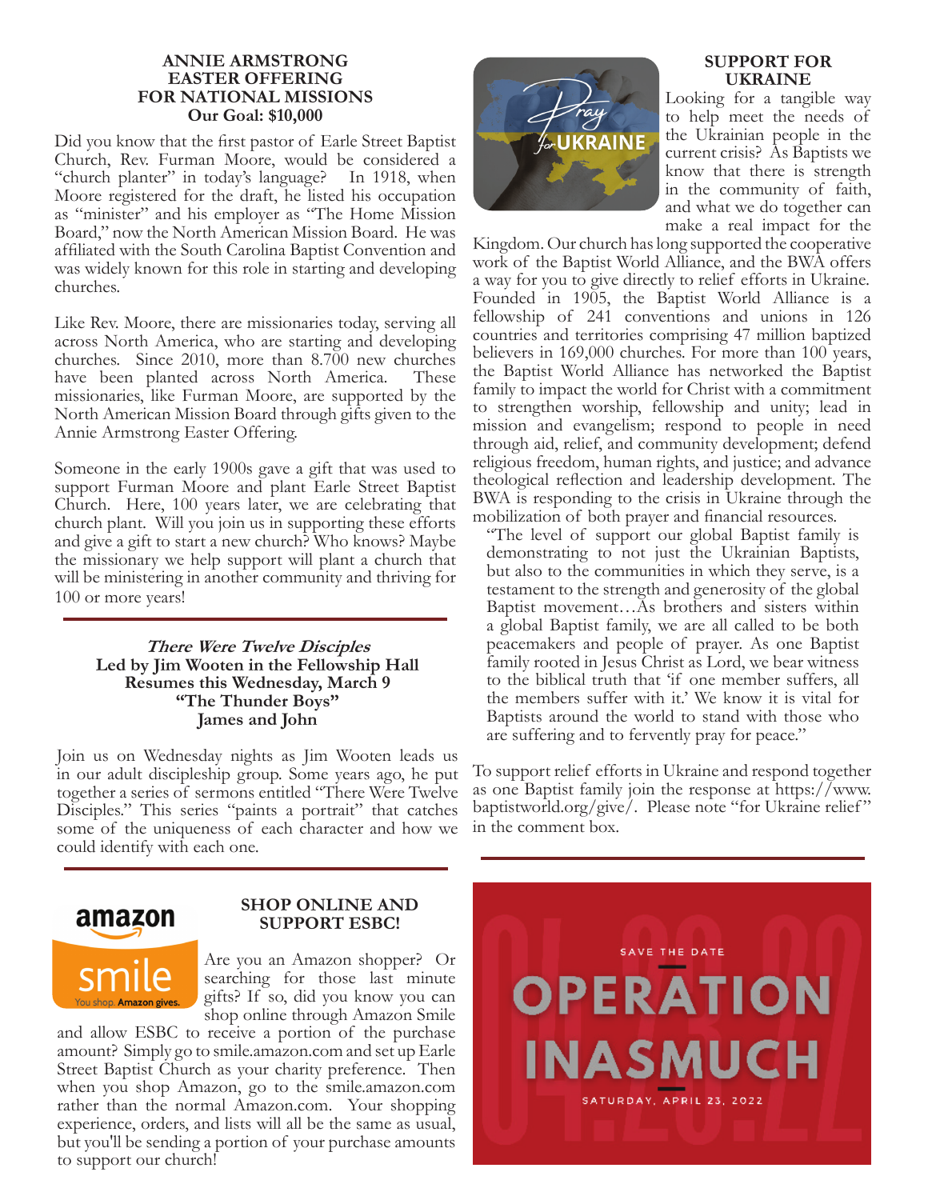## ANNIE ARMSTRONG EASTER OFFERING FOR NATIONAL MISSIONS

**Our Goal: $10,000**

Did you know that the first pastor of Earle Street Baptist Church, Rev. Furman Moore, would be considered a "church planter" in today's language? In 1918, when Moore registered for the draft, he listed his occupation as "minister" and his employer as "The Home Mission Board," now the North American Mission Board. He was affiliated with the South Carolina Baptist Convention and was widely known for this role in starting and developing churches.

Like Rev. Moore, there are missionaries today, serving all across North America, who are starting and developing churches. Since 2010, more than 8.700 new churches have been planted across North America. These missionaries, like Furman Moore, are supported by the North American Mission Board through gifts given to the Annie Armstrong Easter Offering.

Someone in the early 1900s gave a gift that was used to support Furman Moore and plant Earle Street Baptist Church. Here, 100 years later, we are celebrating that church plant. Will you join us in supporting these efforts and give a gift to start a new church? Who knows? Maybe the missionary we help support will plant a church that will be ministering in another community and thriving for 100 or more years!

---

***There Were Twelve Disciples***
**Led by Jim Wooten in the Fellowship Hall**
**Resumes this Wednesday, March 9**
**"The Thunder Boys"**
**James and John**

Join us on Wednesday nights as Jim Wooten leads us in our adult discipleship group. Some years ago, he put together a series of sermons entitled "There Were Twelve Disciples." This series "paints a portrait" that catches some of the uniqueness of each character and how we could identify with each one.

---

## SHOP ONLINE AND SUPPORT ESBC!

Are you an Amazon shopper? Or searching for those last minute gifts? If so, did you know you can shop online through Amazon Smile and allow ESBC to receive a portion of the purchase amount? Simply go to smile.amazon.com and set up Earle Street Baptist Church as your charity preference. Then when you shop Amazon, go to the smile.amazon.com rather than the normal Amazon.com. Your shopping experience, orders, and lists will all be the same as usual, but you'll be sending a portion of your purchase amounts to support our church!

## SUPPORT FOR UKRAINE

Looking for a tangible way to help meet the needs of the Ukrainian people in the current crisis? As Baptists we know that there is strength in the community of faith, and what we do together can make a real impact for the Kingdom. Our church has long supported the cooperative work of the Baptist World Alliance, and the BWA offers a way for you to give directly to relief efforts in Ukraine. Founded in 1905, the Baptist World Alliance is a fellowship of 241 conventions and unions in 126 countries and territories comprising 47 million baptized believers in 169,000 churches. For more than 100 years, the Baptist World Alliance has networked the Baptist family to impact the world for Christ with a commitment to strengthen worship, fellowship and unity; lead in mission and evangelism; respond to people in need through aid, relief, and community development; defend religious freedom, human rights, and justice; and advance theological reflection and leadership development. The BWA is responding to the crisis in Ukraine through the mobilization of both prayer and financial resources.

> "The level of support our global Baptist family is demonstrating to not just the Ukrainian Baptists, but also to the communities in which they serve, is a testament to the strength and generosity of the global Baptist movement…As brothers and sisters within a global Baptist family, we are all called to be both peacemakers and people of prayer. As one Baptist family rooted in Jesus Christ as Lord, we bear witness to the biblical truth that 'if one member suffers, all the members suffer with it.' We know it is vital for Baptists around the world to stand with those who are suffering and to fervently pray for peace."

To support relief efforts in Ukraine and respond together as one Baptist family join the response at https://www.baptistworld.org/give/. Please note "for Ukraine relief" in the comment box.

---

SAVE THE DATE

**OPERATION INASMUCH**

SATURDAY, APRIL 23, 2022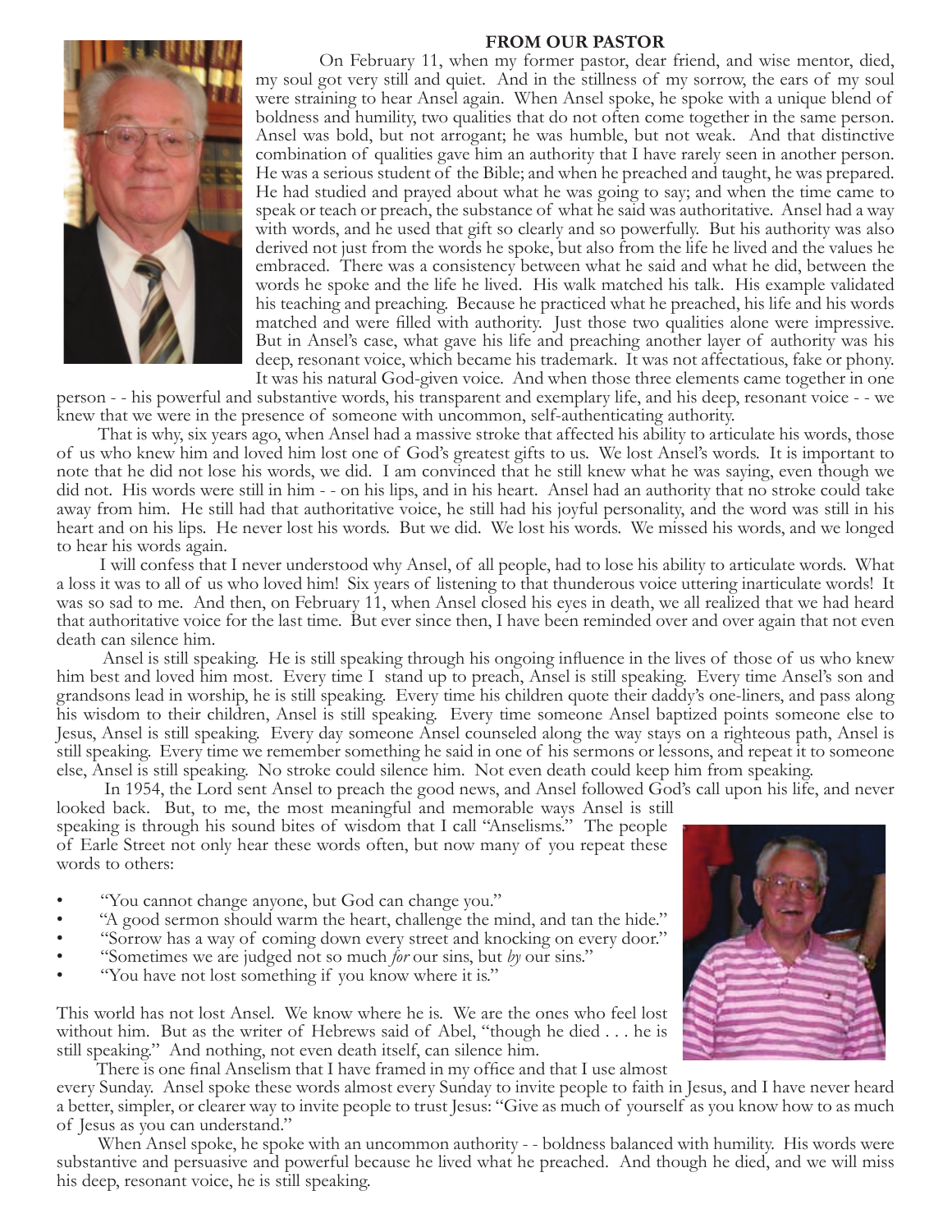## FROM OUR PASTOR

On February 11, when my former pastor, dear friend, and wise mentor, died, my soul got very still and quiet. And in the stillness of my sorrow, the ears of my soul were straining to hear Ansel again. When Ansel spoke, he spoke with a unique blend of boldness and humility, two qualities that do not often come together in the same person. Ansel was bold, but not arrogant; he was humble, but not weak. And that distinctive combination of qualities gave him an authority that I have rarely seen in another person. He was a serious student of the Bible; and when he preached and taught, he was prepared. He had studied and prayed about what he was going to say; and when the time came to speak or teach or preach, the substance of what he said was authoritative. Ansel had a way with words, and he used that gift so clearly and so powerfully. But his authority was also derived not just from the words he spoke, but also from the life he lived and the values he embraced. There was a consistency between what he said and what he did, between the words he spoke and the life he lived. His walk matched his talk. His example validated his teaching and preaching. Because he practiced what he preached, his life and his words matched and were filled with authority. Just those two qualities alone were impressive. But in Ansel's case, what gave his life and preaching another layer of authority was his deep, resonant voice, which became his trademark. It was not affectatious, fake or phony. It was his natural God-given voice. And when those three elements came together in one person - - his powerful and substantive words, his transparent and exemplary life, and his deep, resonant voice - - we knew that we were in the presence of someone with uncommon, self-authenticating authority.

That is why, six years ago, when Ansel had a massive stroke that affected his ability to articulate his words, those of us who knew him and loved him lost one of God's greatest gifts to us. We lost Ansel's words. It is important to note that he did not lose his words, we did. I am convinced that he still knew what he was saying, even though we did not. His words were still in him - - on his lips, and in his heart. Ansel had an authority that no stroke could take away from him. He still had that authoritative voice, he still had his joyful personality, and the word was still in his heart and on his lips. He never lost his words. But we did. We lost his words. We missed his words, and we longed to hear his words again.

I will confess that I never understood why Ansel, of all people, had to lose his ability to articulate words. What a loss it was to all of us who loved him! Six years of listening to that thunderous voice uttering inarticulate words! It was so sad to me. And then, on February 11, when Ansel closed his eyes in death, we all realized that we had heard that authoritative voice for the last time. But ever since then, I have been reminded over and over again that not even death can silence him.

Ansel is still speaking. He is still speaking through his ongoing influence in the lives of those of us who knew him best and loved him most. Every time I stand up to preach, Ansel is still speaking. Every time Ansel's son and grandsons lead in worship, he is still speaking. Every time his children quote their daddy's one-liners, and pass along his wisdom to their children, Ansel is still speaking. Every time someone Ansel baptized points someone else to Jesus, Ansel is still speaking. Every day someone Ansel counseled along the way stays on a righteous path, Ansel is still speaking. Every time we remember something he said in one of his sermons or lessons, and repeat it to someone else, Ansel is still speaking. No stroke could silence him. Not even death could keep him from speaking.

In 1954, the Lord sent Ansel to preach the good news, and Ansel followed God's call upon his life, and never looked back. But, to me, the most meaningful and memorable ways Ansel is still speaking is through his sound bites of wisdom that I call "Anselisms." The people of Earle Street not only hear these words often, but now many of you repeat these words to others:

- "You cannot change anyone, but God can change you."
- "A good sermon should warm the heart, challenge the mind, and tan the hide."
- "Sorrow has a way of coming down every street and knocking on every door."
- "Sometimes we are judged not so much *for* our sins, but *by* our sins."
- "You have not lost something if you know where it is."

This world has not lost Ansel. We know where he is. We are the ones who feel lost without him. But as the writer of Hebrews said of Abel, "though he died . . . he is still speaking." And nothing, not even death itself, can silence him.

There is one final Anselism that I have framed in my office and that I use almost every Sunday. Ansel spoke these words almost every Sunday to invite people to faith in Jesus, and I have never heard a better, simpler, or clearer way to invite people to trust Jesus: "Give as much of yourself as you know how to as much of Jesus as you can understand."

When Ansel spoke, he spoke with an uncommon authority - - boldness balanced with humility. His words were substantive and persuasive and powerful because he lived what he preached. And though he died, and we will miss his deep, resonant voice, he is still speaking.